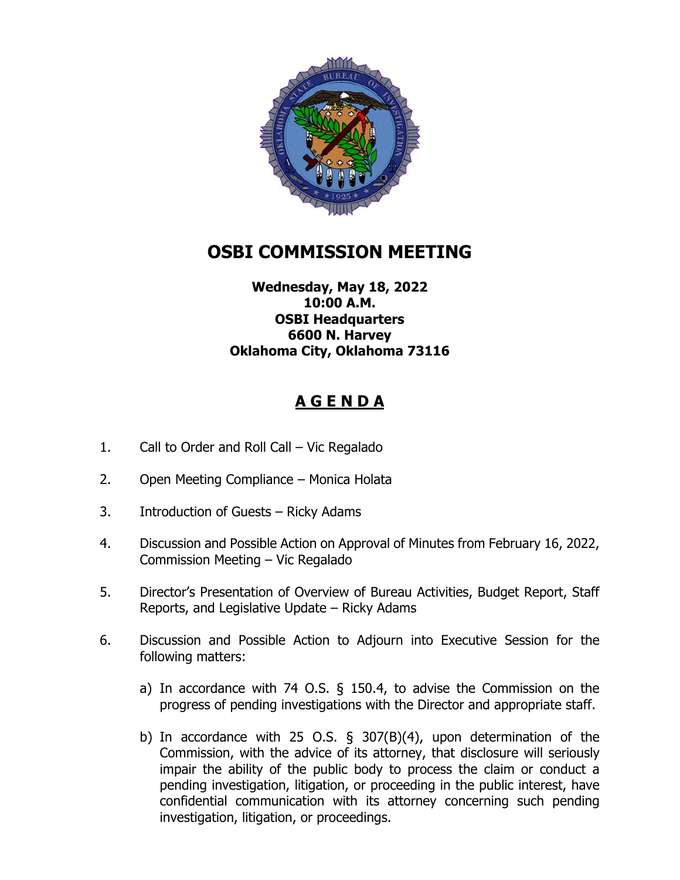# OSBI COMMISSION MEETING

**Wednesday, May 18, 2022**
**10:00 A.M.**
**OSBI Headquarters**
**6600 N. Harvey**
**Oklahoma City, Oklahoma 73116**

## A G E N D A

1. Call to Order and Roll Call – Vic Regalado

2. Open Meeting Compliance – Monica Holata

3. Introduction of Guests – Ricky Adams

4. Discussion and Possible Action on Approval of Minutes from February 16, 2022, Commission Meeting – Vic Regalado

5. Director's Presentation of Overview of Bureau Activities, Budget Report, Staff Reports, and Legislative Update – Ricky Adams

6. Discussion and Possible Action to Adjourn into Executive Session for the following matters:

   a) In accordance with 74 O.S. § 150.4, to advise the Commission on the progress of pending investigations with the Director and appropriate staff.

   b) In accordance with 25 O.S. § 307(B)(4), upon determination of the Commission, with the advice of its attorney, that disclosure will seriously impair the ability of the public body to process the claim or conduct a pending investigation, litigation, or proceeding in the public interest, have confidential communication with its attorney concerning such pending investigation, litigation, or proceedings.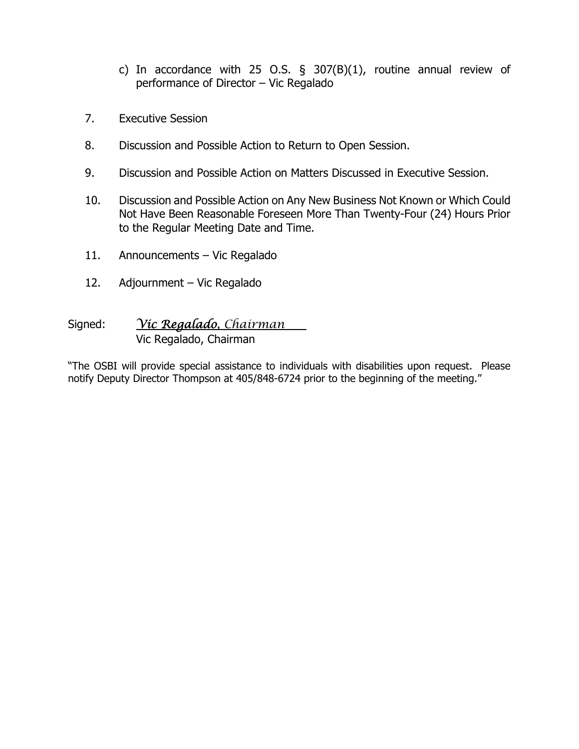c) In accordance with 25 O.S. § 307(B)(1), routine annual review of performance of Director – Vic Regalado

7. Executive Session

8. Discussion and Possible Action to Return to Open Session.

9. Discussion and Possible Action on Matters Discussed in Executive Session.

10. Discussion and Possible Action on Any New Business Not Known or Which Could Not Have Been Reasonable Foreseen More Than Twenty-Four (24) Hours Prior to the Regular Meeting Date and Time.

11. Announcements – Vic Regalado

12. Adjournment – Vic Regalado

Signed: *Vic Regalado, Chairman*
Vic Regalado, Chairman

"The OSBI will provide special assistance to individuals with disabilities upon request. Please notify Deputy Director Thompson at 405/848-6724 prior to the beginning of the meeting."